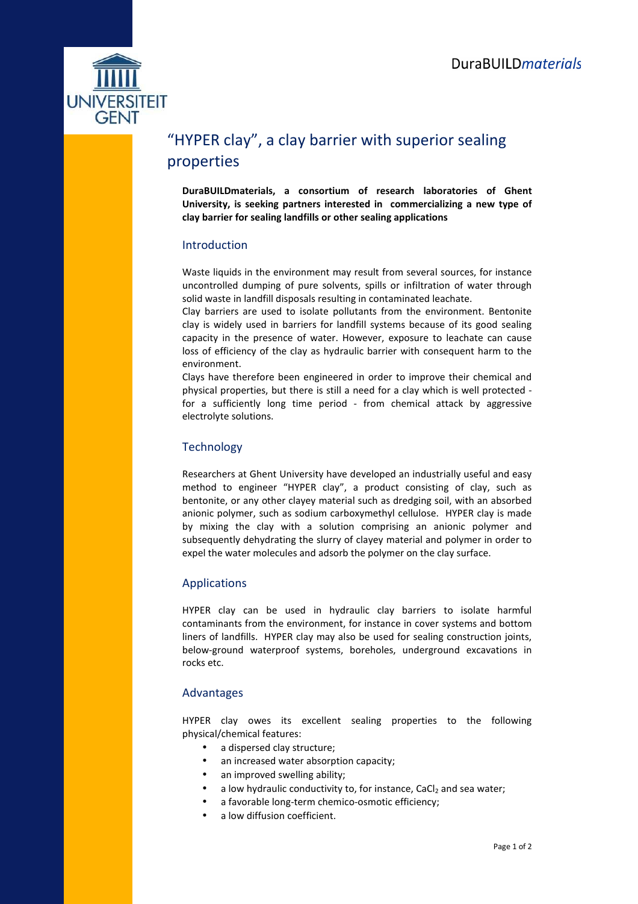DuraBUILD*materials*

# "HYPER clay", a clay barrier with superior sealing properties

**DuraBUILDmaterials, a consortium of research laboratories of Ghent University, is seeking partners interested in commercializing a new type of clay barrier for sealing landfills or other sealing applications**

## Introduction

Waste liquids in the environment may result from several sources, for instance uncontrolled dumping of pure solvents, spills or infiltration of water through solid waste in landfill disposals resulting in contaminated leachate.

Clay barriers are used to isolate pollutants from the environment. Bentonite clay is widely used in barriers for landfill systems because of its good sealing capacity in the presence of water. However, exposure to leachate can cause loss of efficiency of the clay as hydraulic barrier with consequent harm to the environment.

Clays have therefore been engineered in order to improve their chemical and physical properties, but there is still a need for a clay which is well protected - for a sufficiently long time period - from chemical attack by aggressive electrolyte solutions.

## Technology

Researchers at Ghent University have developed an industrially useful and easy method to engineer "HYPER clay", a product consisting of clay, such as bentonite, or any other clayey material such as dredging soil, with an absorbed anionic polymer, such as sodium carboxymethyl cellulose. HYPER clay is made by mixing the clay with a solution comprising an anionic polymer and subsequently dehydrating the slurry of clayey material and polymer in order to expel the water molecules and adsorb the polymer on the clay surface.

## Applications

HYPER clay can be used in hydraulic clay barriers to isolate harmful contaminants from the environment, for instance in cover systems and bottom liners of landfills. HYPER clay may also be used for sealing construction joints, below-ground waterproof systems, boreholes, underground excavations in rocks etc.

## Advantages

HYPER clay owes its excellent sealing properties to the following physical/chemical features:

- a dispersed clay structure;
- an increased water absorption capacity;
- an improved swelling ability;
- a low hydraulic conductivity to, for instance, $CaCl_2$ and sea water;
- a favorable long-term chemico-osmotic efficiency;
- a low diffusion coefficient.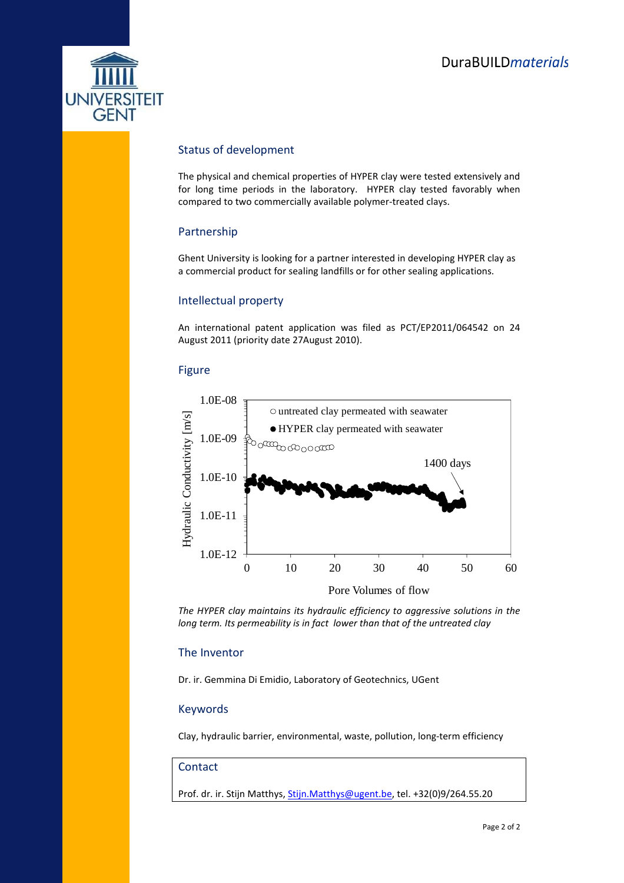## Status of development

The physical and chemical properties of HYPER clay were tested extensively and for long time periods in the laboratory. HYPER clay tested favorably when compared to two commercially available polymer-treated clays.

## Partnership

Ghent University is looking for a partner interested in developing HYPER clay as a commercial product for sealing landfills or for other sealing applications.

## Intellectual property

An international patent application was filed as PCT/EP2011/064542 on 24 August 2011 (priority date 27August 2010).

## Figure

1.0E-08
1.0E-09
1.0E-10
1.0E-11
1.0E-12
Hydraulic Conductivity [m/s]
0
10
20
30
40
50
60
Pore Volumes of flow
○ untreated clay permeated with seawater
● HYPER clay permeated with seawater
1400 days

*The HYPER clay maintains its hydraulic efficiency to aggressive solutions in the long term. Its permeability is in fact lower than that of the untreated clay*

## The Inventor

Dr. ir. Gemmina Di Emidio, Laboratory of Geotechnics, UGent

## Keywords

Clay, hydraulic barrier, environmental, waste, pollution, long-term efficiency

## Contact

Prof. dr. ir. Stijn Matthys, Stijn.Matthys@ugent.be, tel. +32(0)9/264.55.20